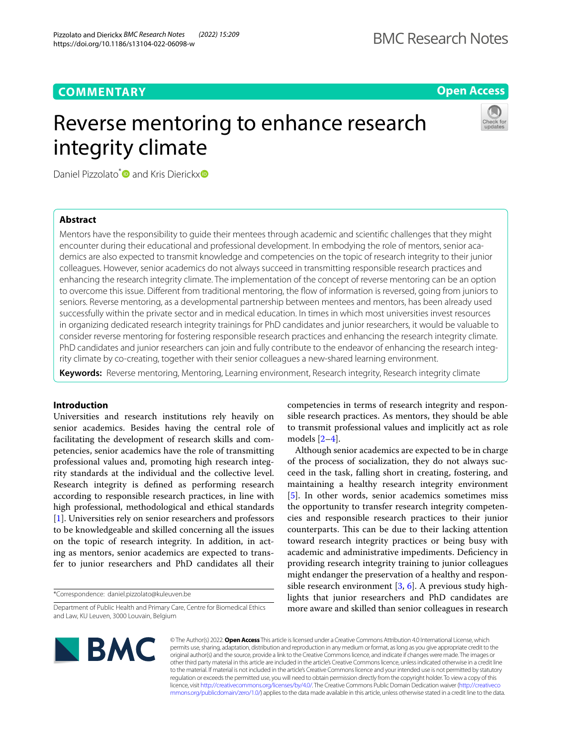COMMENTARY

Open Access

# Reverse mentoring to enhance research integrity climate

Daniel Pizzolato* and Kris Dierickx

## Abstract

Mentors have the responsibility to guide their mentees through academic and scientific challenges that they might encounter during their educational and professional development. In embodying the role of mentors, senior academics are also expected to transmit knowledge and competencies on the topic of research integrity to their junior colleagues. However, senior academics do not always succeed in transmitting responsible research practices and enhancing the research integrity climate. The implementation of the concept of reverse mentoring can be an option to overcome this issue. Different from traditional mentoring, the flow of information is reversed, going from juniors to seniors. Reverse mentoring, as a developmental partnership between mentees and mentors, has been already used successfully within the private sector and in medical education. In times in which most universities invest resources in organizing dedicated research integrity trainings for PhD candidates and junior researchers, it would be valuable to consider reverse mentoring for fostering responsible research practices and enhancing the research integrity climate. PhD candidates and junior researchers can join and fully contribute to the endeavor of enhancing the research integrity climate by co-creating, together with their senior colleagues a new-shared learning environment.

**Keywords:** Reverse mentoring, Mentoring, Learning environment, Research integrity, Research integrity climate

## Introduction

Universities and research institutions rely heavily on senior academics. Besides having the central role of facilitating the development of research skills and competencies, senior academics have the role of transmitting professional values and, promoting high research integrity standards at the individual and the collective level. Research integrity is defined as performing research according to responsible research practices, in line with high professional, methodological and ethical standards [1]. Universities rely on senior researchers and professors to be knowledgeable and skilled concerning all the issues on the topic of research integrity. In addition, in acting as mentors, senior academics are expected to transfer to junior researchers and PhD candidates all their competencies in terms of research integrity and responsible research practices. As mentors, they should be able to transmit professional values and implicitly act as role models [2–4].

Although senior academics are expected to be in charge of the process of socialization, they do not always succeed in the task, falling short in creating, fostering, and maintaining a healthy research integrity environment [5]. In other words, senior academics sometimes miss the opportunity to transfer research integrity competencies and responsible research practices to their junior counterparts. This can be due to their lacking attention toward research integrity practices or being busy with academic and administrative impediments. Deficiency in providing research integrity training to junior colleagues might endanger the preservation of a healthy and responsible research environment [3, 6]. A previous study highlights that junior researchers and PhD candidates are more aware and skilled than senior colleagues in research

*Correspondence: daniel.pizzolato@kuleuven.be

Department of Public Health and Primary Care, Centre for Biomedical Ethics and Law, KU Leuven, 3000 Louvain, Belgium

© The Author(s) 2022. **Open Access** This article is licensed under a Creative Commons Attribution 4.0 International License, which permits use, sharing, adaptation, distribution and reproduction in any medium or format, as long as you give appropriate credit to the original author(s) and the source, provide a link to the Creative Commons licence, and indicate if changes were made. The images or other third party material in this article are included in the article's Creative Commons licence, unless indicated otherwise in a credit line to the material. If material is not included in the article's Creative Commons licence and your intended use is not permitted by statutory regulation or exceeds the permitted use, you will need to obtain permission directly from the copyright holder. To view a copy of this licence, visit http://creativecommons.org/licenses/by/4.0/. The Creative Commons Public Domain Dedication waiver (http://creativecommons.org/publicdomain/zero/1.0/) applies to the data made available in this article, unless otherwise stated in a credit line to the data.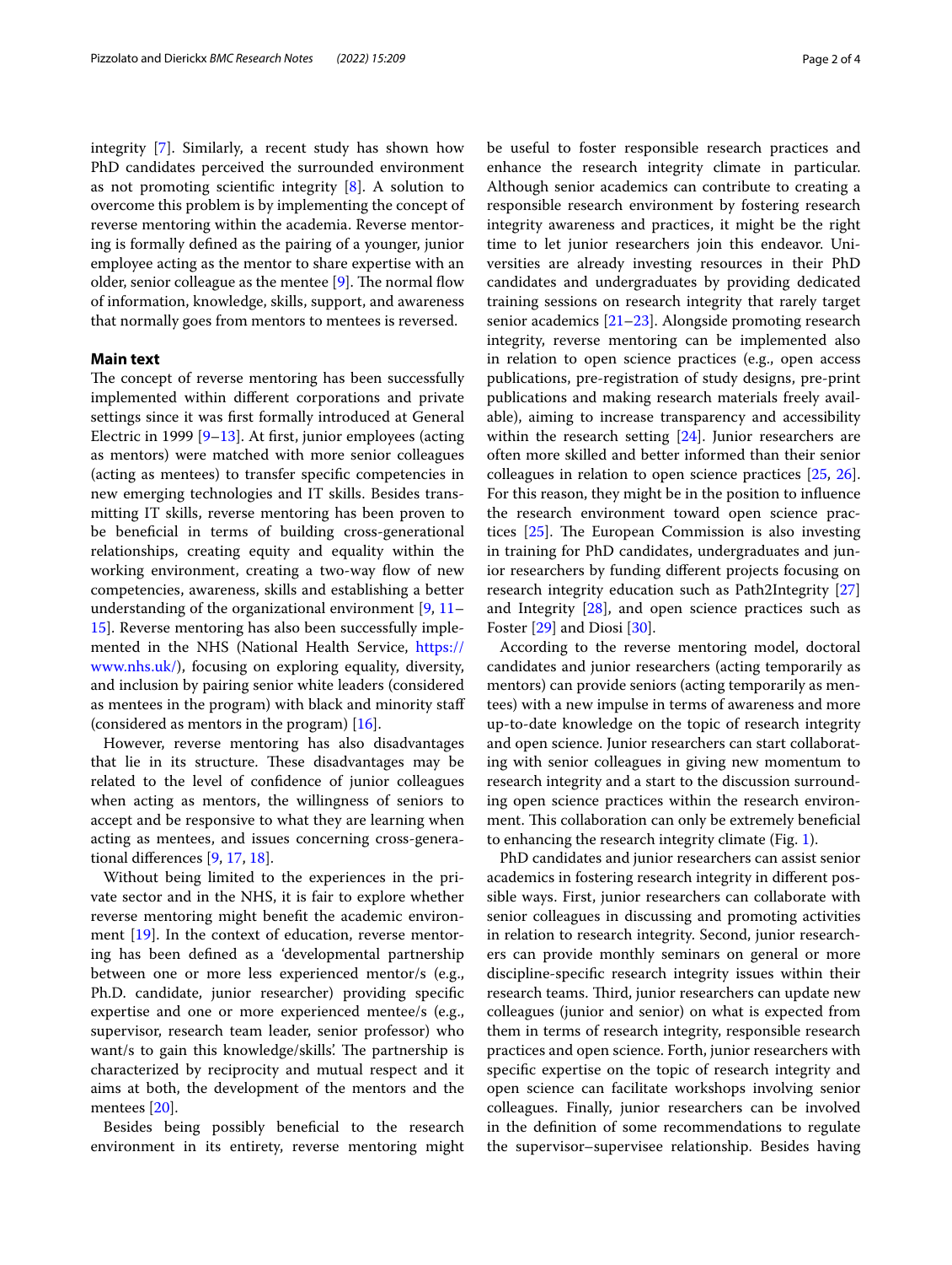integrity [7]. Similarly, a recent study has shown how PhD candidates perceived the surrounded environment as not promoting scientific integrity [8]. A solution to overcome this problem is by implementing the concept of reverse mentoring within the academia. Reverse mentoring is formally defined as the pairing of a younger, junior employee acting as the mentor to share expertise with an older, senior colleague as the mentee [9]. The normal flow of information, knowledge, skills, support, and awareness that normally goes from mentors to mentees is reversed.

## Main text

The concept of reverse mentoring has been successfully implemented within different corporations and private settings since it was first formally introduced at General Electric in 1999 [9–13]. At first, junior employees (acting as mentors) were matched with more senior colleagues (acting as mentees) to transfer specific competencies in new emerging technologies and IT skills. Besides transmitting IT skills, reverse mentoring has been proven to be beneficial in terms of building cross-generational relationships, creating equity and equality within the working environment, creating a two-way flow of new competencies, awareness, skills and establishing a better understanding of the organizational environment [9, 11–15]. Reverse mentoring has also been successfully implemented in the NHS (National Health Service, https://www.nhs.uk/), focusing on exploring equality, diversity, and inclusion by pairing senior white leaders (considered as mentees in the program) with black and minority staff (considered as mentors in the program) [16].

However, reverse mentoring has also disadvantages that lie in its structure. These disadvantages may be related to the level of confidence of junior colleagues when acting as mentors, the willingness of seniors to accept and be responsive to what they are learning when acting as mentees, and issues concerning cross-generational differences [9, 17, 18].

Without being limited to the experiences in the private sector and in the NHS, it is fair to explore whether reverse mentoring might benefit the academic environment [19]. In the context of education, reverse mentoring has been defined as a 'developmental partnership between one or more less experienced mentor/s (e.g., Ph.D. candidate, junior researcher) providing specific expertise and one or more experienced mentee/s (e.g., supervisor, research team leader, senior professor) who want/s to gain this knowledge/skills'. The partnership is characterized by reciprocity and mutual respect and it aims at both, the development of the mentors and the mentees [20].

Besides being possibly beneficial to the research environment in its entirety, reverse mentoring might be useful to foster responsible research practices and enhance the research integrity climate in particular. Although senior academics can contribute to creating a responsible research environment by fostering research integrity awareness and practices, it might be the right time to let junior researchers join this endeavor. Universities are already investing resources in their PhD candidates and undergraduates by providing dedicated training sessions on research integrity that rarely target senior academics [21–23]. Alongside promoting research integrity, reverse mentoring can be implemented also in relation to open science practices (e.g., open access publications, pre-registration of study designs, pre-print publications and making research materials freely available), aiming to increase transparency and accessibility within the research setting [24]. Junior researchers are often more skilled and better informed than their senior colleagues in relation to open science practices [25, 26]. For this reason, they might be in the position to influence the research environment toward open science practices [25]. The European Commission is also investing in training for PhD candidates, undergraduates and junior researchers by funding different projects focusing on research integrity education such as Path2Integrity [27] and Integrity [28], and open science practices such as Foster [29] and Diosi [30].

According to the reverse mentoring model, doctoral candidates and junior researchers (acting temporarily as mentors) can provide seniors (acting temporarily as mentees) with a new impulse in terms of awareness and more up-to-date knowledge on the topic of research integrity and open science. Junior researchers can start collaborating with senior colleagues in giving new momentum to research integrity and a start to the discussion surrounding open science practices within the research environment. This collaboration can only be extremely beneficial to enhancing the research integrity climate (Fig. 1).

PhD candidates and junior researchers can assist senior academics in fostering research integrity in different possible ways. First, junior researchers can collaborate with senior colleagues in discussing and promoting activities in relation to research integrity. Second, junior researchers can provide monthly seminars on general or more discipline-specific research integrity issues within their research teams. Third, junior researchers can update new colleagues (junior and senior) on what is expected from them in terms of research integrity, responsible research practices and open science. Forth, junior researchers with specific expertise on the topic of research integrity and open science can facilitate workshops involving senior colleagues. Finally, junior researchers can be involved in the definition of some recommendations to regulate the supervisor–supervisee relationship. Besides having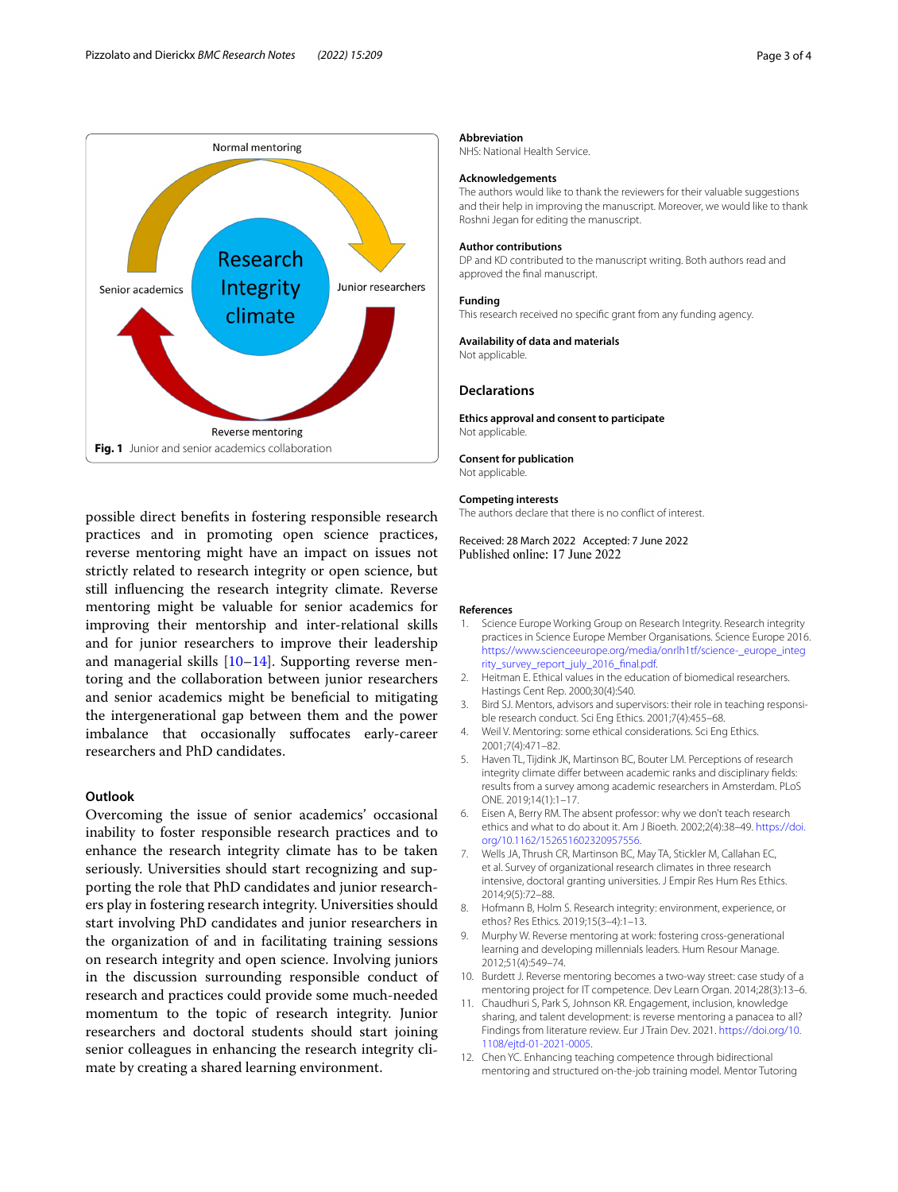Fig. 1 Junior and senior academics collaboration

possible direct benefits in fostering responsible research practices and in promoting open science practices, reverse mentoring might have an impact on issues not strictly related to research integrity or open science, but still influencing the research integrity climate. Reverse mentoring might be valuable for senior academics for improving their mentorship and inter-relational skills and for junior researchers to improve their leadership and managerial skills [10–14]. Supporting reverse mentoring and the collaboration between junior researchers and senior academics might be beneficial to mitigating the intergenerational gap between them and the power imbalance that occasionally suffocates early-career researchers and PhD candidates.

## Outlook

Overcoming the issue of senior academics' occasional inability to foster responsible research practices and to enhance the research integrity climate has to be taken seriously. Universities should start recognizing and supporting the role that PhD candidates and junior researchers play in fostering research integrity. Universities should start involving PhD candidates and junior researchers in the organization of and in facilitating training sessions on research integrity and open science. Involving juniors in the discussion surrounding responsible conduct of research and practices could provide some much-needed momentum to the topic of research integrity. Junior researchers and doctoral students should start joining senior colleagues in enhancing the research integrity climate by creating a shared learning environment.

### Abbreviation

NHS: National Health Service.

### Acknowledgements

The authors would like to thank the reviewers for their valuable suggestions and their help in improving the manuscript. Moreover, we would like to thank Roshni Jegan for editing the manuscript.

### Author contributions

DP and KD contributed to the manuscript writing. Both authors read and approved the final manuscript.

### Funding

This research received no specific grant from any funding agency.

### Availability of data and materials

Not applicable.

## Declarations

### Ethics approval and consent to participate

Not applicable.

### Consent for publication

Not applicable.

### Competing interests

The authors declare that there is no conflict of interest.

Received: 28 March 2022 Accepted: 7 June 2022
Published online: 17 June 2022

### References

1. Science Europe Working Group on Research Integrity. Research integrity practices in Science Europe Member Organisations. Science Europe 2016. https://www.scienceeurope.org/media/onrlh1tf/science-_europe_integrity_survey_report_july_2016_final.pdf.
2. Heitman E. Ethical values in the education of biomedical researchers. Hastings Cent Rep. 2000;30(4):S40.
3. Bird SJ. Mentors, advisors and supervisors: their role in teaching responsible research conduct. Sci Eng Ethics. 2001;7(4):455–68.
4. Weil V. Mentoring: some ethical considerations. Sci Eng Ethics. 2001;7(4):471–82.
5. Haven TL, Tijdink JK, Martinson BC, Bouter LM. Perceptions of research integrity climate differ between academic ranks and disciplinary fields: results from a survey among academic researchers in Amsterdam. PLoS ONE. 2019;14(1):1–17.
6. Eisen A, Berry RM. The absent professor: why we don't teach research ethics and what to do about it. Am J Bioeth. 2002;2(4):38–49. https://doi.org/10.1162/152651602320957556.
7. Wells JA, Thrush CR, Martinson BC, May TA, Stickler M, Callahan EC, et al. Survey of organizational research climates in three research intensive, doctoral granting universities. J Empir Res Hum Res Ethics. 2014;9(5):72–88.
8. Hofmann B, Holm S. Research integrity: environment, experience, or ethos? Res Ethics. 2019;15(3–4):1–13.
9. Murphy W. Reverse mentoring at work: fostering cross-generational learning and developing millennials leaders. Hum Resour Manage. 2012;51(4):549–74.
10. Burdett J. Reverse mentoring becomes a two-way street: case study of a mentoring project for IT competence. Dev Learn Organ. 2014;28(3):13–6.
11. Chaudhuri S, Park S, Johnson KR. Engagement, inclusion, knowledge sharing, and talent development: is reverse mentoring a panacea to all? Findings from literature review. Eur J Train Dev. 2021. https://doi.org/10.1108/ejtd-01-2021-0005.
12. Chen YC. Enhancing teaching competence through bidirectional mentoring and structured on-the-job training model. Mentor Tutoring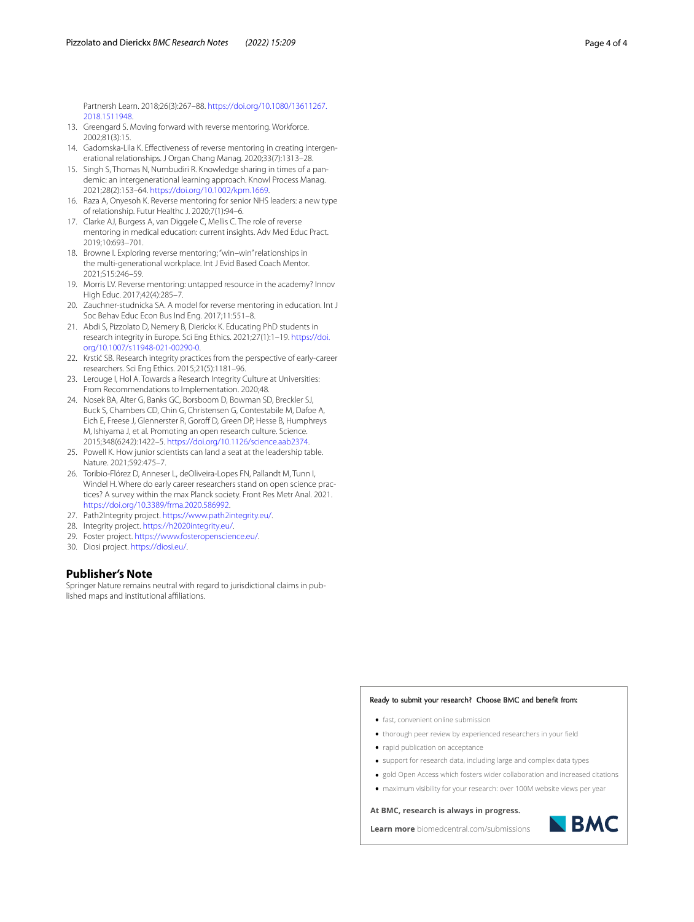Partnersh Learn. 2018;26(3):267–88. https://doi.org/10.1080/13611267.2018.1511948.

13. Greengard S. Moving forward with reverse mentoring. Workforce. 2002;81(3):15.
14. Gadomska-Lila K. Effectiveness of reverse mentoring in creating intergenerational relationships. J Organ Chang Manag. 2020;33(7):1313–28.
15. Singh S, Thomas N, Numbudiri R. Knowledge sharing in times of a pandemic: an intergenerational learning approach. Knowl Process Manag. 2021;28(2):153–64. https://doi.org/10.1002/kpm.1669.
16. Raza A, Onyesoh K. Reverse mentoring for senior NHS leaders: a new type of relationship. Futur Healthc J. 2020;7(1):94–6.
17. Clarke AJ, Burgess A, van Diggele C, Mellis C. The role of reverse mentoring in medical education: current insights. Adv Med Educ Pract. 2019;10:693–701.
18. Browne I. Exploring reverse mentoring; "win–win" relationships in the multi-generational workplace. Int J Evid Based Coach Mentor. 2021;S15:246–59.
19. Morris LV. Reverse mentoring: untapped resource in the academy? Innov High Educ. 2017;42(4):285–7.
20. Zauchner-studnicka SA. A model for reverse mentoring in education. Int J Soc Behav Educ Econ Bus Ind Eng. 2017;11:551–8.
21. Abdi S, Pizzolato D, Nemery B, Dierickx K. Educating PhD students in research integrity in Europe. Sci Eng Ethics. 2021;27(1):1–19. https://doi.org/10.1007/s11948-021-00290-0.
22. Krstić SB. Research integrity practices from the perspective of early-career researchers. Sci Eng Ethics. 2015;21(5):1181–96.
23. Lerouge I, Hol A. Towards a Research Integrity Culture at Universities: From Recommendations to Implementation. 2020;48.
24. Nosek BA, Alter G, Banks GC, Borsboom D, Bowman SD, Breckler SJ, Buck S, Chambers CD, Chin G, Christensen G, Contestabile M, Dafoe A, Eich E, Freese J, Glennerster R, Goroff D, Green DP, Hesse B, Humphreys M, Ishiyama J, et al. Promoting an open research culture. Science. 2015;348(6242):1422–5. https://doi.org/10.1126/science.aab2374.
25. Powell K. How junior scientists can land a seat at the leadership table. Nature. 2021;592:475–7.
26. Toribio-Flórez D, Anneser L, deOliveira-Lopes FN, Pallandt M, Tunn I, Windel H. Where do early career researchers stand on open science practices? A survey within the max Planck society. Front Res Metr Anal. 2021. https://doi.org/10.3389/frma.2020.586992.
27. Path2Integrity project. https://www.path2integrity.eu/.
28. Integrity project. https://h2020integrity.eu/.
29. Foster project. https://www.fosteropenscience.eu/.
30. Diosi project. https://diosi.eu/.

## Publisher's Note

Springer Nature remains neutral with regard to jurisdictional claims in published maps and institutional affiliations.

Ready to submit your research? Choose BMC and benefit from:

- fast, convenient online submission
- thorough peer review by experienced researchers in your field
- rapid publication on acceptance
- support for research data, including large and complex data types
- gold Open Access which fosters wider collaboration and increased citations
- maximum visibility for your research: over 100M website views per year

**At BMC, research is always in progress.**

**Learn more** biomedcentral.com/submissions

BMC